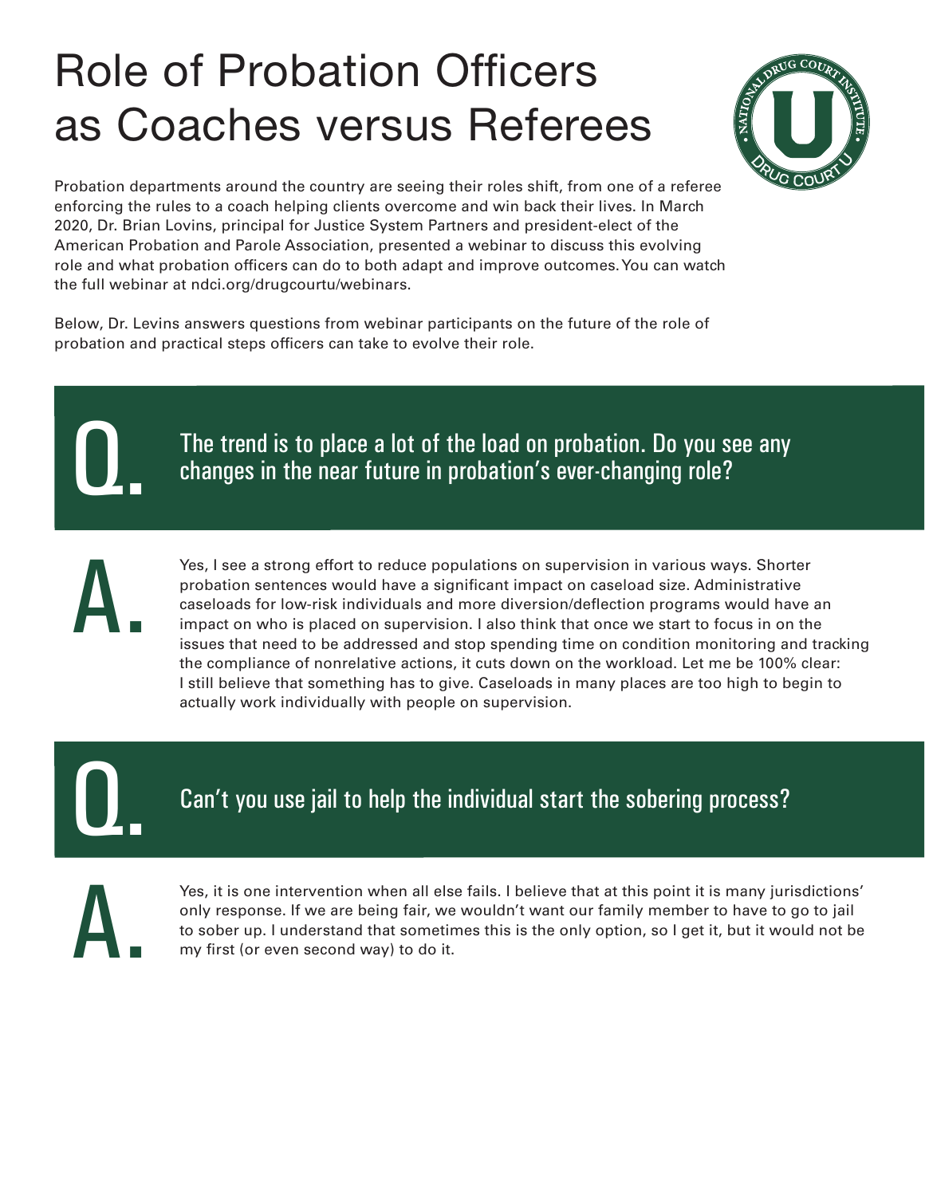# Role of Probation Officers as Coaches versus Referees

Probation departments around the country are seeing their roles shift, from one of a referee enforcing the rules to a coach helping clients overcome and win back their lives. In March 2020, Dr. Brian Lovins, principal for Justice System Partners and president-elect of the American Probation and Parole Association, presented a webinar to discuss this evolving role and what probation officers can do to both adapt and improve outcomes. You can watch the full webinar at ndci.org/drugcourtu/webinars.

Below, Dr. Levins answers questions from webinar participants on the future of the role of probation and practical steps officers can take to evolve their role.

## Q. The trend is to place a lot of the load on probation. Do you see any changes in the near future in probation's ever-changing role?

**A.** Yes, I see a strong effort to reduce populations on supervision in various ways. Shorter probation sentences would have a significant impact on caseload size. Administrative caseloads for low-risk individuals and more diversion/deflection programs would have an impact on who is placed on supervision. I also think that once we start to focus in on the issues that need to be addressed and stop spending time on condition monitoring and tracking the compliance of nonrelative actions, it cuts down on the workload. Let me be 100% clear: I still believe that something has to give. Caseloads in many places are too high to begin to actually work individually with people on supervision.

## Q. Can't you use jail to help the individual start the sobering process?

**A.** Yes, it is one intervention when all else fails. I believe that at this point it is many jurisdictions' only response. If we are being fair, we wouldn't want our family member to have to go to jail to sober up. I understand that sometimes this is the only option, so I get it, but it would not be my first (or even second way) to do it.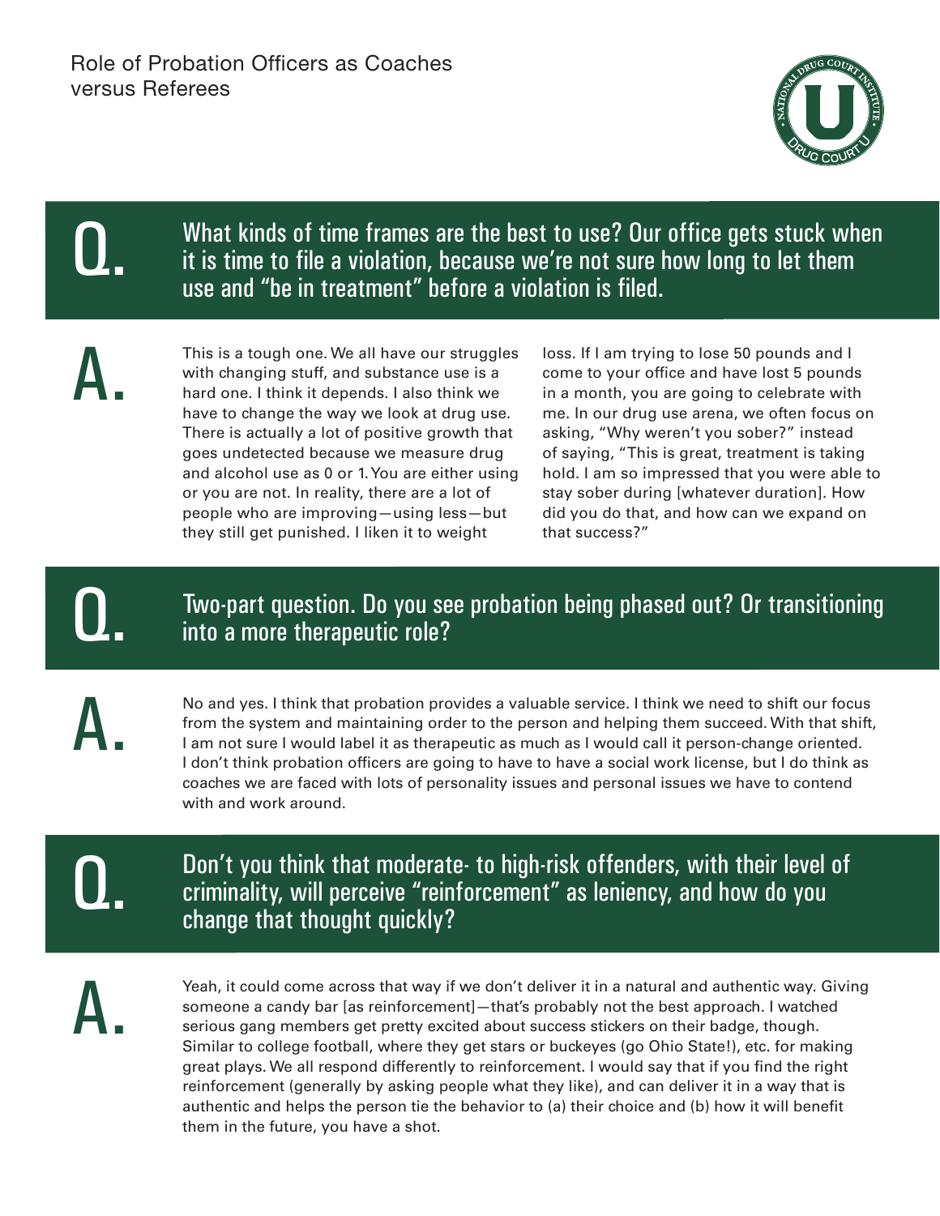Role of Probation Officers as Coaches versus Referees

**Q.** What kinds of time frames are the best to use? Our office gets stuck when it is time to file a violation, because we're not sure how long to let them use and "be in treatment" before a violation is filed.

**A.** This is a tough one. We all have our struggles with changing stuff, and substance use is a hard one. I think it depends. I also think we have to change the way we look at drug use. There is actually a lot of positive growth that goes undetected because we measure drug and alcohol use as 0 or 1. You are either using or you are not. In reality, there are a lot of people who are improving—using less—but they still get punished. I liken it to weight loss. If I am trying to lose 50 pounds and I come to your office and have lost 5 pounds in a month, you are going to celebrate with me. In our drug use arena, we often focus on asking, "Why weren't you sober?" instead of saying, "This is great, treatment is taking hold. I am so impressed that you were able to stay sober during [whatever duration]. How did you do that, and how can we expand on that success?"

**Q.** Two-part question. Do you see probation being phased out? Or transitioning into a more therapeutic role?

**A.** No and yes. I think that probation provides a valuable service. I think we need to shift our focus from the system and maintaining order to the person and helping them succeed. With that shift, I am not sure I would label it as therapeutic as much as I would call it person-change oriented. I don't think probation officers are going to have to have a social work license, but I do think as coaches we are faced with lots of personality issues and personal issues we have to contend with and work around.

**Q.** Don't you think that moderate- to high-risk offenders, with their level of criminality, will perceive "reinforcement" as leniency, and how do you change that thought quickly?

**A.** Yeah, it could come across that way if we don't deliver it in a natural and authentic way. Giving someone a candy bar [as reinforcement]—that's probably not the best approach. I watched serious gang members get pretty excited about success stickers on their badge, though. Similar to college football, where they get stars or buckeyes (go Ohio State!), etc. for making great plays. We all respond differently to reinforcement. I would say that if you find the right reinforcement (generally by asking people what they like), and can deliver it in a way that is authentic and helps the person tie the behavior to (a) their choice and (b) how it will benefit them in the future, you have a shot.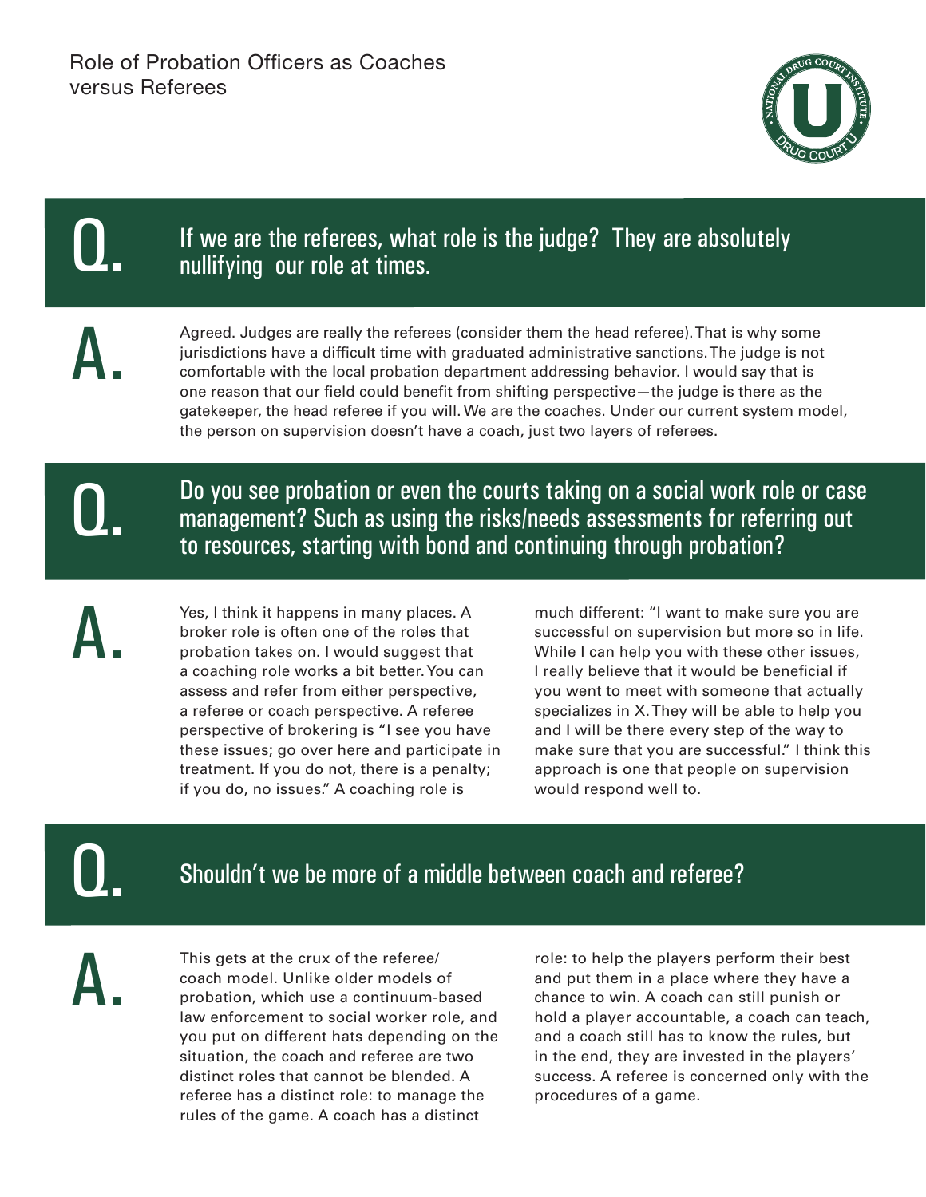Role of Probation Officers as Coaches versus Referees

**Q.** If we are the referees, what role is the judge? They are absolutely nullifying our role at times.

**A.** Agreed. Judges are really the referees (consider them the head referee). That is why some jurisdictions have a difficult time with graduated administrative sanctions. The judge is not comfortable with the local probation department addressing behavior. I would say that is one reason that our field could benefit from shifting perspective—the judge is there as the gatekeeper, the head referee if you will. We are the coaches. Under our current system model, the person on supervision doesn't have a coach, just two layers of referees.

**Q.** Do you see probation or even the courts taking on a social work role or case management? Such as using the risks/needs assessments for referring out to resources, starting with bond and continuing through probation?

**A.** Yes, I think it happens in many places. A broker role is often one of the roles that probation takes on. I would suggest that a coaching role works a bit better. You can assess and refer from either perspective, a referee or coach perspective. A referee perspective of brokering is "I see you have these issues; go over here and participate in treatment. If you do not, there is a penalty; if you do, no issues." A coaching role is much different: "I want to make sure you are successful on supervision but more so in life. While I can help you with these other issues, I really believe that it would be beneficial if you went to meet with someone that actually specializes in X. They will be able to help you and I will be there every step of the way to make sure that you are successful." I think this approach is one that people on supervision would respond well to.

**Q.** Shouldn't we be more of a middle between coach and referee?

**A.** This gets at the crux of the referee/coach model. Unlike older models of probation, which use a continuum-based law enforcement to social worker role, and you put on different hats depending on the situation, the coach and referee are two distinct roles that cannot be blended. A referee has a distinct role: to manage the rules of the game. A coach has a distinct role: to help the players perform their best and put them in a place where they have a chance to win. A coach can still punish or hold a player accountable, a coach can teach, and a coach still has to know the rules, but in the end, they are invested in the players' success. A referee is concerned only with the procedures of a game.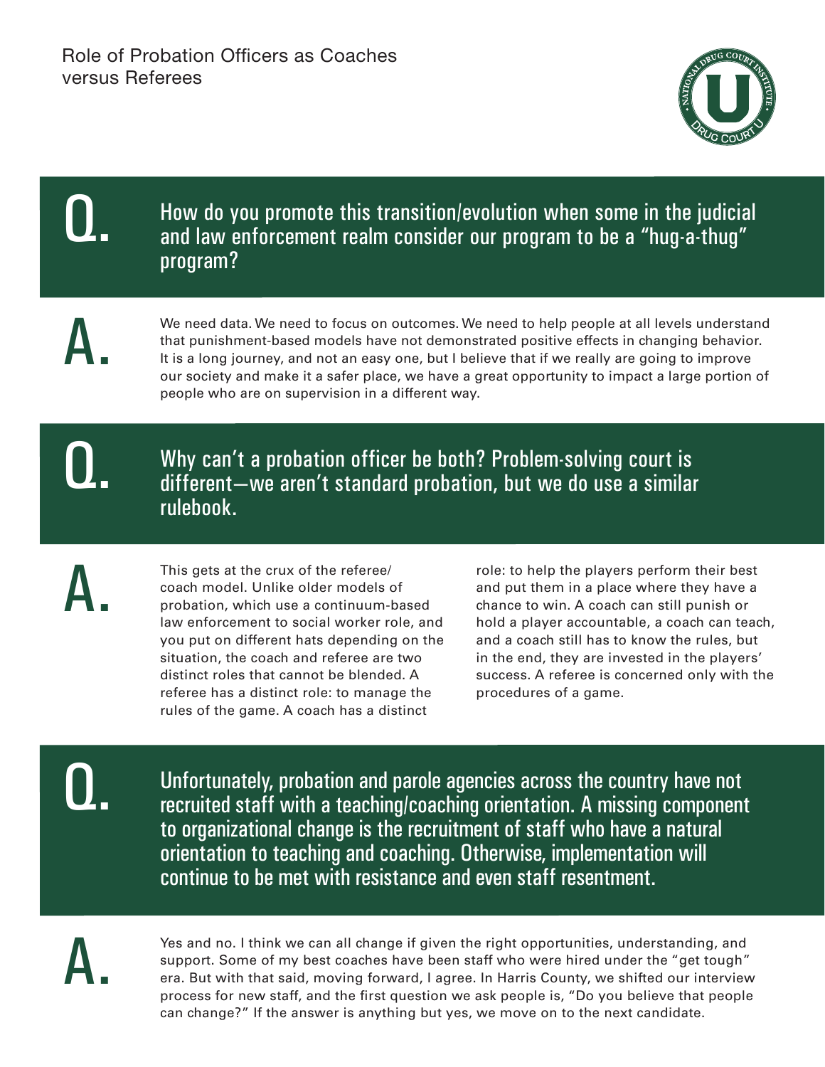Role of Probation Officers as Coaches versus Referees

**Q.** How do you promote this transition/evolution when some in the judicial and law enforcement realm consider our program to be a "hug-a-thug" program?

**A.** We need data. We need to focus on outcomes. We need to help people at all levels understand that punishment-based models have not demonstrated positive effects in changing behavior. It is a long journey, and not an easy one, but I believe that if we really are going to improve our society and make it a safer place, we have a great opportunity to impact a large portion of people who are on supervision in a different way.

**Q.** Why can't a probation officer be both? Problem-solving court is different—we aren't standard probation, but we do use a similar rulebook.

**A.** This gets at the crux of the referee/coach model. Unlike older models of probation, which use a continuum-based law enforcement to social worker role, and you put on different hats depending on the situation, the coach and referee are two distinct roles that cannot be blended. A referee has a distinct role: to manage the rules of the game. A coach has a distinct role: to help the players perform their best and put them in a place where they have a chance to win. A coach can still punish or hold a player accountable, a coach can teach, and a coach still has to know the rules, but in the end, they are invested in the players' success. A referee is concerned only with the procedures of a game.

**Q.** Unfortunately, probation and parole agencies across the country have not recruited staff with a teaching/coaching orientation. A missing component to organizational change is the recruitment of staff who have a natural orientation to teaching and coaching. Otherwise, implementation will continue to be met with resistance and even staff resentment.

**A.** Yes and no. I think we can all change if given the right opportunities, understanding, and support. Some of my best coaches have been staff who were hired under the "get tough" era. But with that said, moving forward, I agree. In Harris County, we shifted our interview process for new staff, and the first question we ask people is, "Do you believe that people can change?" If the answer is anything but yes, we move on to the next candidate.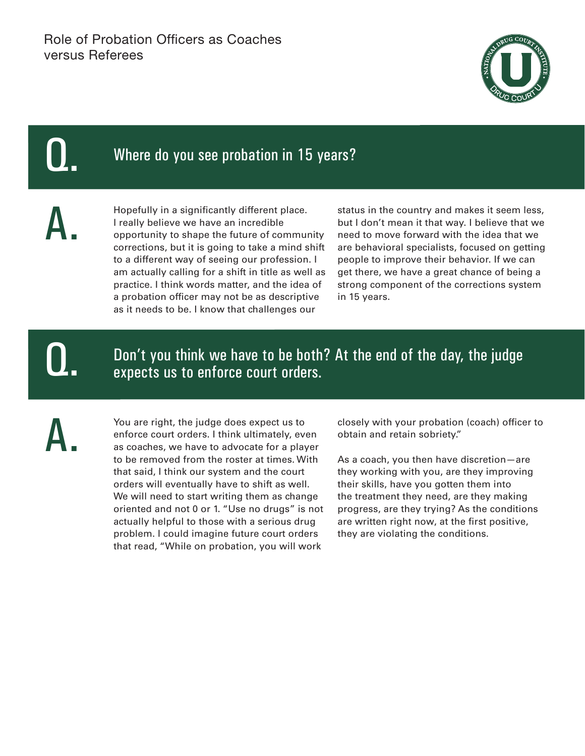## Q. Where do you see probation in 15 years?

**A.** Hopefully in a significantly different place. I really believe we have an incredible opportunity to shape the future of community corrections, but it is going to take a mind shift to a different way of seeing our profession. I am actually calling for a shift in title as well as practice. I think words matter, and the idea of a probation officer may not be as descriptive as it needs to be. I know that challenges our status in the country and makes it seem less, but I don't mean it that way. I believe that we need to move forward with the idea that we are behavioral specialists, focused on getting people to improve their behavior. If we can get there, we have a great chance of being a strong component of the corrections system in 15 years.

## Q. Don't you think we have to be both? At the end of the day, the judge expects us to enforce court orders.

**A.** You are right, the judge does expect us to enforce court orders. I think ultimately, even as coaches, we have to advocate for a player to be removed from the roster at times. With that said, I think our system and the court orders will eventually have to shift as well. We will need to start writing them as change oriented and not 0 or 1. "Use no drugs" is not actually helpful to those with a serious drug problem. I could imagine future court orders that read, "While on probation, you will work closely with your probation (coach) officer to obtain and retain sobriety."

As a coach, you then have discretion—are they working with you, are they improving their skills, have you gotten them into the treatment they need, are they making progress, are they trying? As the conditions are written right now, at the first positive, they are violating the conditions.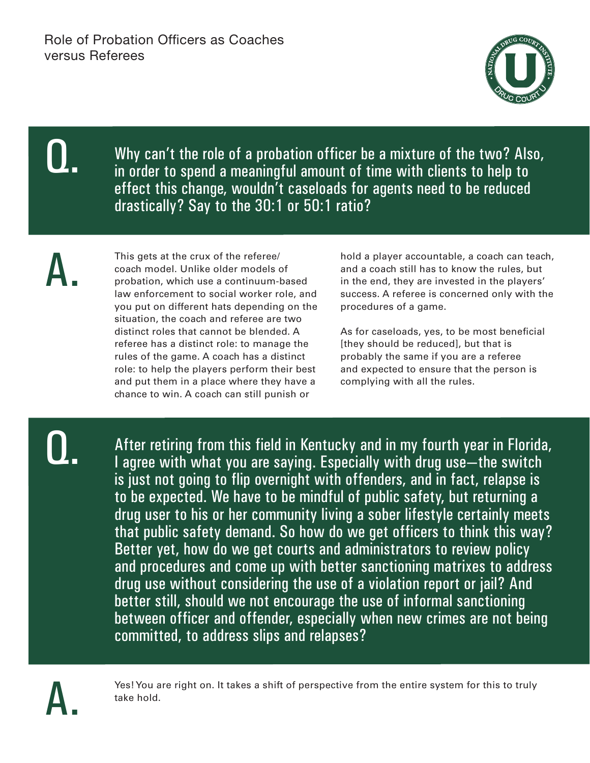Role of Probation Officers as Coaches versus Referees

**Q.** Why can't the role of a probation officer be a mixture of the two? Also, in order to spend a meaningful amount of time with clients to help to effect this change, wouldn't caseloads for agents need to be reduced drastically? Say to the 30:1 or 50:1 ratio?

**A.** This gets at the crux of the referee/coach model. Unlike older models of probation, which use a continuum-based law enforcement to social worker role, and you put on different hats depending on the situation, the coach and referee are two distinct roles that cannot be blended. A referee has a distinct role: to manage the rules of the game. A coach has a distinct role: to help the players perform their best and put them in a place where they have a chance to win. A coach can still punish or hold a player accountable, a coach can teach, and a coach still has to know the rules, but in the end, they are invested in the players' success. A referee is concerned only with the procedures of a game.

As for caseloads, yes, to be most beneficial [they should be reduced], but that is probably the same if you are a referee and expected to ensure that the person is complying with all the rules.

**Q.** After retiring from this field in Kentucky and in my fourth year in Florida, I agree with what you are saying. Especially with drug use—the switch is just not going to flip overnight with offenders, and in fact, relapse is to be expected. We have to be mindful of public safety, but returning a drug user to his or her community living a sober lifestyle certainly meets that public safety demand. So how do we get officers to think this way? Better yet, how do we get courts and administrators to review policy and procedures and come up with better sanctioning matrixes to address drug use without considering the use of a violation report or jail? And better still, should we not encourage the use of informal sanctioning between officer and offender, especially when new crimes are not being committed, to address slips and relapses?

**A.** Yes! You are right on. It takes a shift of perspective from the entire system for this to truly take hold.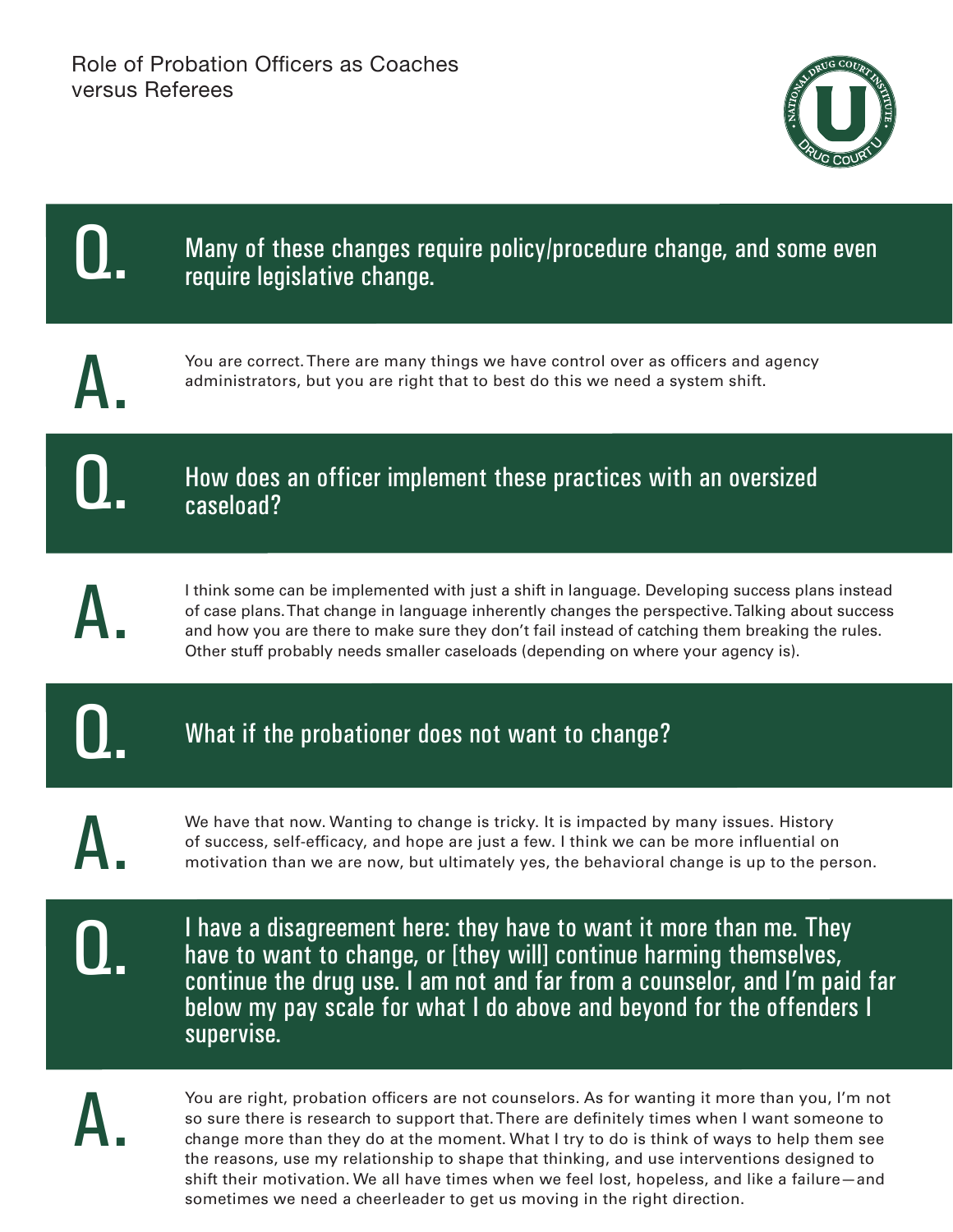Role of Probation Officers as Coaches versus Referees

**Q.** Many of these changes require policy/procedure change, and some even require legislative change.

**A.** You are correct. There are many things we have control over as officers and agency administrators, but you are right that to best do this we need a system shift.

**Q.** How does an officer implement these practices with an oversized caseload?

**A.** I think some can be implemented with just a shift in language. Developing success plans instead of case plans. That change in language inherently changes the perspective. Talking about success and how you are there to make sure they don't fail instead of catching them breaking the rules. Other stuff probably needs smaller caseloads (depending on where your agency is).

**Q.** What if the probationer does not want to change?

**A.** We have that now. Wanting to change is tricky. It is impacted by many issues. History of success, self-efficacy, and hope are just a few. I think we can be more influential on motivation than we are now, but ultimately yes, the behavioral change is up to the person.

**Q.** I have a disagreement here: they have to want it more than me. They have to want to change, or [they will] continue harming themselves, continue the drug use. I am not and far from a counselor, and I'm paid far below my pay scale for what I do above and beyond for the offenders I supervise.

**A.** You are right, probation officers are not counselors. As for wanting it more than you, I'm not so sure there is research to support that. There are definitely times when I want someone to change more than they do at the moment. What I try to do is think of ways to help them see the reasons, use my relationship to shape that thinking, and use interventions designed to shift their motivation. We all have times when we feel lost, hopeless, and like a failure—and sometimes we need a cheerleader to get us moving in the right direction.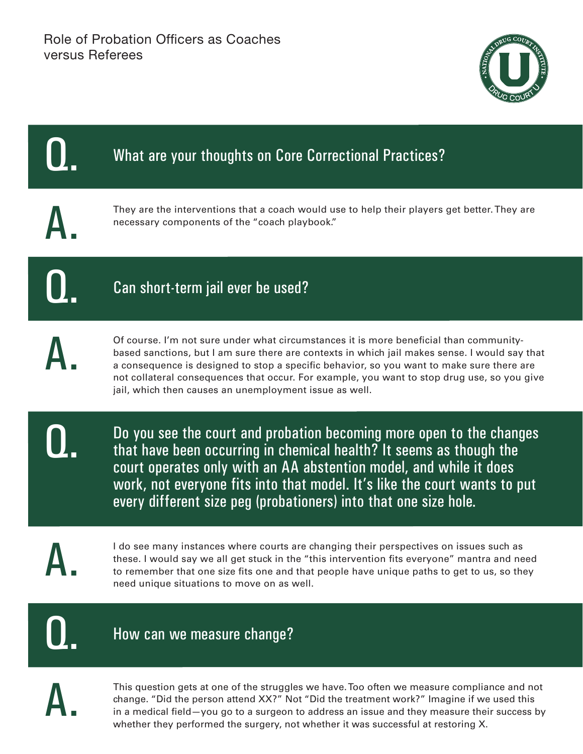Role of Probation Officers as Coaches versus Referees

**Q.** What are your thoughts on Core Correctional Practices?

**A.** They are the interventions that a coach would use to help their players get better. They are necessary components of the "coach playbook."

**Q.** Can short-term jail ever be used?

**A.** Of course. I'm not sure under what circumstances it is more beneficial than community-based sanctions, but I am sure there are contexts in which jail makes sense. I would say that a consequence is designed to stop a specific behavior, so you want to make sure there are not collateral consequences that occur. For example, you want to stop drug use, so you give jail, which then causes an unemployment issue as well.

**Q.** Do you see the court and probation becoming more open to the changes that have been occurring in chemical health? It seems as though the court operates only with an AA abstention model, and while it does work, not everyone fits into that model. It's like the court wants to put every different size peg (probationers) into that one size hole.

**A.** I do see many instances where courts are changing their perspectives on issues such as these. I would say we all get stuck in the "this intervention fits everyone" mantra and need to remember that one size fits one and that people have unique paths to get to us, so they need unique situations to move on as well.

**Q.** How can we measure change?

**A.** This question gets at one of the struggles we have. Too often we measure compliance and not change. "Did the person attend XX?" Not "Did the treatment work?" Imagine if we used this in a medical field—you go to a surgeon to address an issue and they measure their success by whether they performed the surgery, not whether it was successful at restoring X.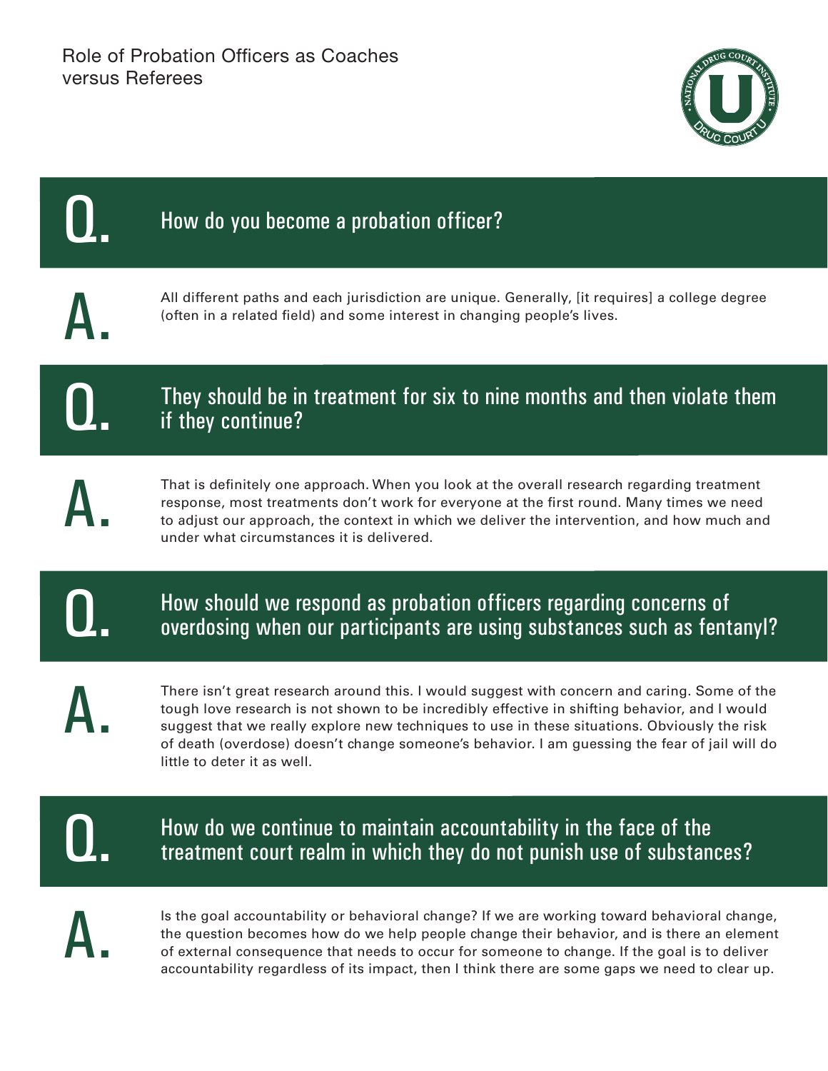Role of Probation Officers as Coaches versus Referees

**Q.** How do you become a probation officer?

**A.** All different paths and each jurisdiction are unique. Generally, [it requires] a college degree (often in a related field) and some interest in changing people's lives.

**Q.** They should be in treatment for six to nine months and then violate them if they continue?

**A.** That is definitely one approach. When you look at the overall research regarding treatment response, most treatments don't work for everyone at the first round. Many times we need to adjust our approach, the context in which we deliver the intervention, and how much and under what circumstances it is delivered.

**Q.** How should we respond as probation officers regarding concerns of overdosing when our participants are using substances such as fentanyl?

**A.** There isn't great research around this. I would suggest with concern and caring. Some of the tough love research is not shown to be incredibly effective in shifting behavior, and I would suggest that we really explore new techniques to use in these situations. Obviously the risk of death (overdose) doesn't change someone's behavior. I am guessing the fear of jail will do little to deter it as well.

**Q.** How do we continue to maintain accountability in the face of the treatment court realm in which they do not punish use of substances?

**A.** Is the goal accountability or behavioral change? If we are working toward behavioral change, the question becomes how do we help people change their behavior, and is there an element of external consequence that needs to occur for someone to change. If the goal is to deliver accountability regardless of its impact, then I think there are some gaps we need to clear up.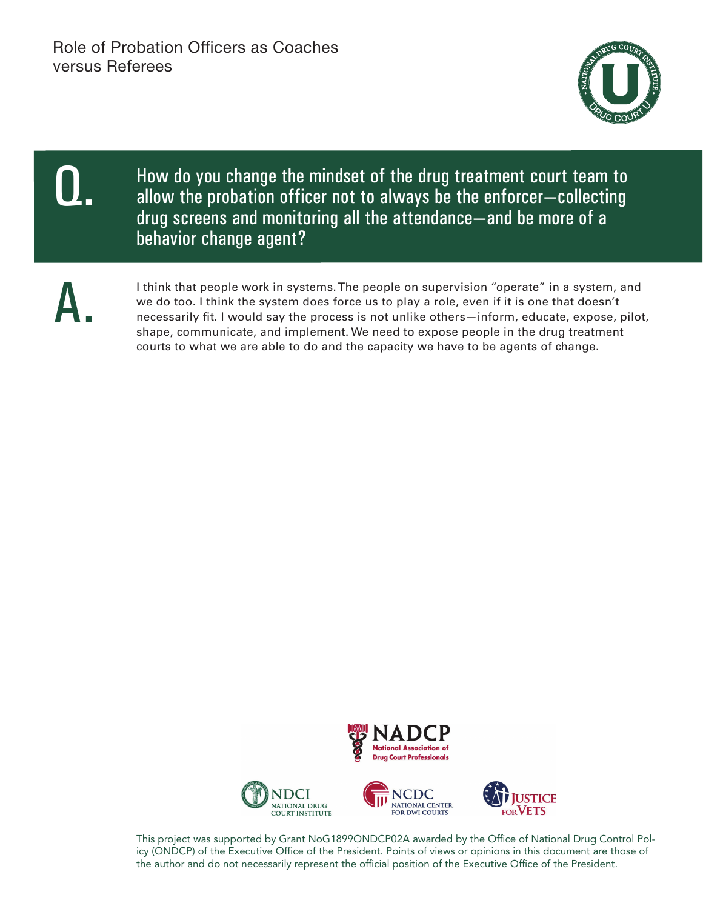Role of Probation Officers as Coaches versus Referees

**Q.** How do you change the mindset of the drug treatment court team to allow the probation officer not to always be the enforcer—collecting drug screens and monitoring all the attendance—and be more of a behavior change agent?

**A.** I think that people work in systems. The people on supervision "operate" in a system, and we do too. I think the system does force us to play a role, even if it is one that doesn't necessarily fit. I would say the process is not unlike others—inform, educate, expose, pilot, shape, communicate, and implement. We need to expose people in the drug treatment courts to what we are able to do and the capacity we have to be agents of change.

This project was supported by Grant NoG1899ONDCP02A awarded by the Office of National Drug Control Policy (ONDCP) of the Executive Office of the President. Points of views or opinions in this document are those of the author and do not necessarily represent the official position of the Executive Office of the President.